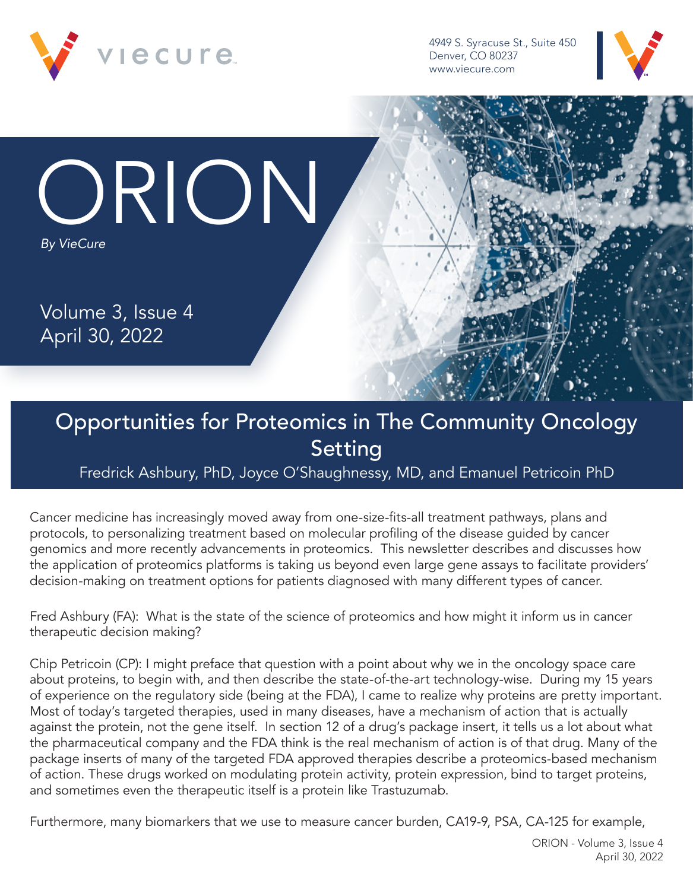viecure

4949 S. Syracuse St., Suite 450
Denver, CO 80237
www.viecure.com

# ORION

*By VieCure*

Volume 3, Issue 4
April 30, 2022

## Opportunities for Proteomics in The Community Oncology Setting

Fredrick Ashbury, PhD, Joyce O'Shaughnessy, MD, and Emanuel Petricoin PhD

Cancer medicine has increasingly moved away from one-size-fits-all treatment pathways, plans and protocols, to personalizing treatment based on molecular profiling of the disease guided by cancer genomics and more recently advancements in proteomics. This newsletter describes and discusses how the application of proteomics platforms is taking us beyond even large gene assays to facilitate providers' decision-making on treatment options for patients diagnosed with many different types of cancer.

Fred Ashbury (FA): What is the state of the science of proteomics and how might it inform us in cancer therapeutic decision making?

Chip Petricoin (CP): I might preface that question with a point about why we in the oncology space care about proteins, to begin with, and then describe the state-of-the-art technology-wise. During my 15 years of experience on the regulatory side (being at the FDA), I came to realize why proteins are pretty important. Most of today's targeted therapies, used in many diseases, have a mechanism of action that is actually against the protein, not the gene itself. In section 12 of a drug's package insert, it tells us a lot about what the pharmaceutical company and the FDA think is the real mechanism of action is of that drug. Many of the package inserts of many of the targeted FDA approved therapies describe a proteomics-based mechanism of action. These drugs worked on modulating protein activity, protein expression, bind to target proteins, and sometimes even the therapeutic itself is a protein like Trastuzumab.

Furthermore, many biomarkers that we use to measure cancer burden, CA19-9, PSA, CA-125 for example,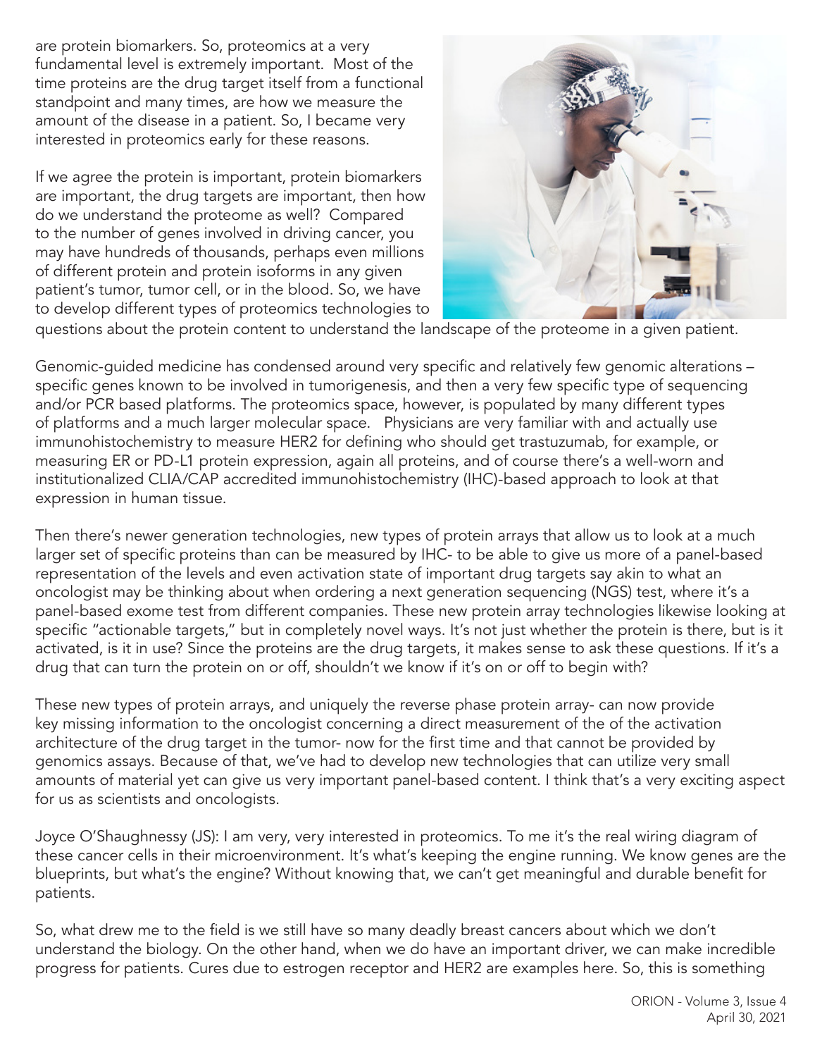are protein biomarkers. So, proteomics at a very fundamental level is extremely important. Most of the time proteins are the drug target itself from a functional standpoint and many times, are how we measure the amount of the disease in a patient. So, I became very interested in proteomics early for these reasons.

If we agree the protein is important, protein biomarkers are important, the drug targets are important, then how do we understand the proteome as well? Compared to the number of genes involved in driving cancer, you may have hundreds of thousands, perhaps even millions of different protein and protein isoforms in any given patient's tumor, tumor cell, or in the blood. So, we have to develop different types of proteomics technologies to questions about the protein content to understand the landscape of the proteome in a given patient.

Genomic-guided medicine has condensed around very specific and relatively few genomic alterations – specific genes known to be involved in tumorigenesis, and then a very few specific type of sequencing and/or PCR based platforms. The proteomics space, however, is populated by many different types of platforms and a much larger molecular space. Physicians are very familiar with and actually use immunohistochemistry to measure HER2 for defining who should get trastuzumab, for example, or measuring ER or PD-L1 protein expression, again all proteins, and of course there's a well-worn and institutionalized CLIA/CAP accredited immunohistochemistry (IHC)-based approach to look at that expression in human tissue.

Then there's newer generation technologies, new types of protein arrays that allow us to look at a much larger set of specific proteins than can be measured by IHC- to be able to give us more of a panel-based representation of the levels and even activation state of important drug targets say akin to what an oncologist may be thinking about when ordering a next generation sequencing (NGS) test, where it's a panel-based exome test from different companies. These new protein array technologies likewise looking at specific "actionable targets," but in completely novel ways. It's not just whether the protein is there, but is it activated, is it in use? Since the proteins are the drug targets, it makes sense to ask these questions. If it's a drug that can turn the protein on or off, shouldn't we know if it's on or off to begin with?

These new types of protein arrays, and uniquely the reverse phase protein array- can now provide key missing information to the oncologist concerning a direct measurement of the of the activation architecture of the drug target in the tumor- now for the first time and that cannot be provided by genomics assays. Because of that, we've had to develop new technologies that can utilize very small amounts of material yet can give us very important panel-based content. I think that's a very exciting aspect for us as scientists and oncologists.

Joyce O'Shaughnessy (JS): I am very, very interested in proteomics. To me it's the real wiring diagram of these cancer cells in their microenvironment. It's what's keeping the engine running. We know genes are the blueprints, but what's the engine? Without knowing that, we can't get meaningful and durable benefit for patients.

So, what drew me to the field is we still have so many deadly breast cancers about which we don't understand the biology. On the other hand, when we do have an important driver, we can make incredible progress for patients. Cures due to estrogen receptor and HER2 are examples here. So, this is something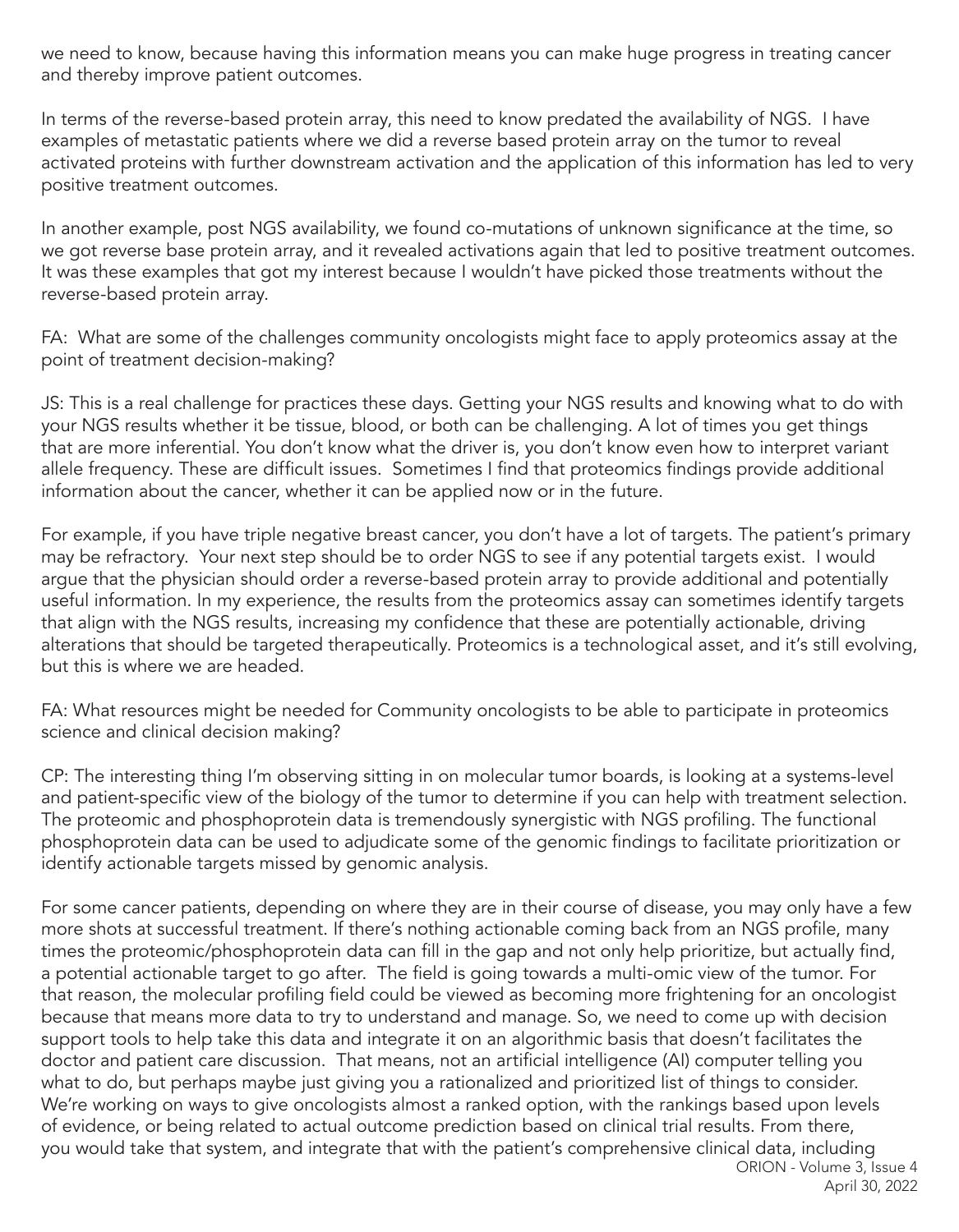we need to know, because having this information means you can make huge progress in treating cancer and thereby improve patient outcomes.

In terms of the reverse-based protein array, this need to know predated the availability of NGS. I have examples of metastatic patients where we did a reverse based protein array on the tumor to reveal activated proteins with further downstream activation and the application of this information has led to very positive treatment outcomes.

In another example, post NGS availability, we found co-mutations of unknown significance at the time, so we got reverse base protein array, and it revealed activations again that led to positive treatment outcomes. It was these examples that got my interest because I wouldn't have picked those treatments without the reverse-based protein array.

FA: What are some of the challenges community oncologists might face to apply proteomics assay at the point of treatment decision-making?

JS: This is a real challenge for practices these days. Getting your NGS results and knowing what to do with your NGS results whether it be tissue, blood, or both can be challenging. A lot of times you get things that are more inferential. You don't know what the driver is, you don't know even how to interpret variant allele frequency. These are difficult issues. Sometimes I find that proteomics findings provide additional information about the cancer, whether it can be applied now or in the future.

For example, if you have triple negative breast cancer, you don't have a lot of targets. The patient's primary may be refractory. Your next step should be to order NGS to see if any potential targets exist. I would argue that the physician should order a reverse-based protein array to provide additional and potentially useful information. In my experience, the results from the proteomics assay can sometimes identify targets that align with the NGS results, increasing my confidence that these are potentially actionable, driving alterations that should be targeted therapeutically. Proteomics is a technological asset, and it's still evolving, but this is where we are headed.

FA: What resources might be needed for Community oncologists to be able to participate in proteomics science and clinical decision making?

CP: The interesting thing I'm observing sitting in on molecular tumor boards, is looking at a systems-level and patient-specific view of the biology of the tumor to determine if you can help with treatment selection. The proteomic and phosphoprotein data is tremendously synergistic with NGS profiling. The functional phosphoprotein data can be used to adjudicate some of the genomic findings to facilitate prioritization or identify actionable targets missed by genomic analysis.

For some cancer patients, depending on where they are in their course of disease, you may only have a few more shots at successful treatment. If there's nothing actionable coming back from an NGS profile, many times the proteomic/phosphoprotein data can fill in the gap and not only help prioritize, but actually find, a potential actionable target to go after. The field is going towards a multi-omic view of the tumor. For that reason, the molecular profiling field could be viewed as becoming more frightening for an oncologist because that means more data to try to understand and manage. So, we need to come up with decision support tools to help take this data and integrate it on an algorithmic basis that doesn't facilitates the doctor and patient care discussion. That means, not an artificial intelligence (AI) computer telling you what to do, but perhaps maybe just giving you a rationalized and prioritized list of things to consider. We're working on ways to give oncologists almost a ranked option, with the rankings based upon levels of evidence, or being related to actual outcome prediction based on clinical trial results. From there, you would take that system, and integrate that with the patient's comprehensive clinical data, including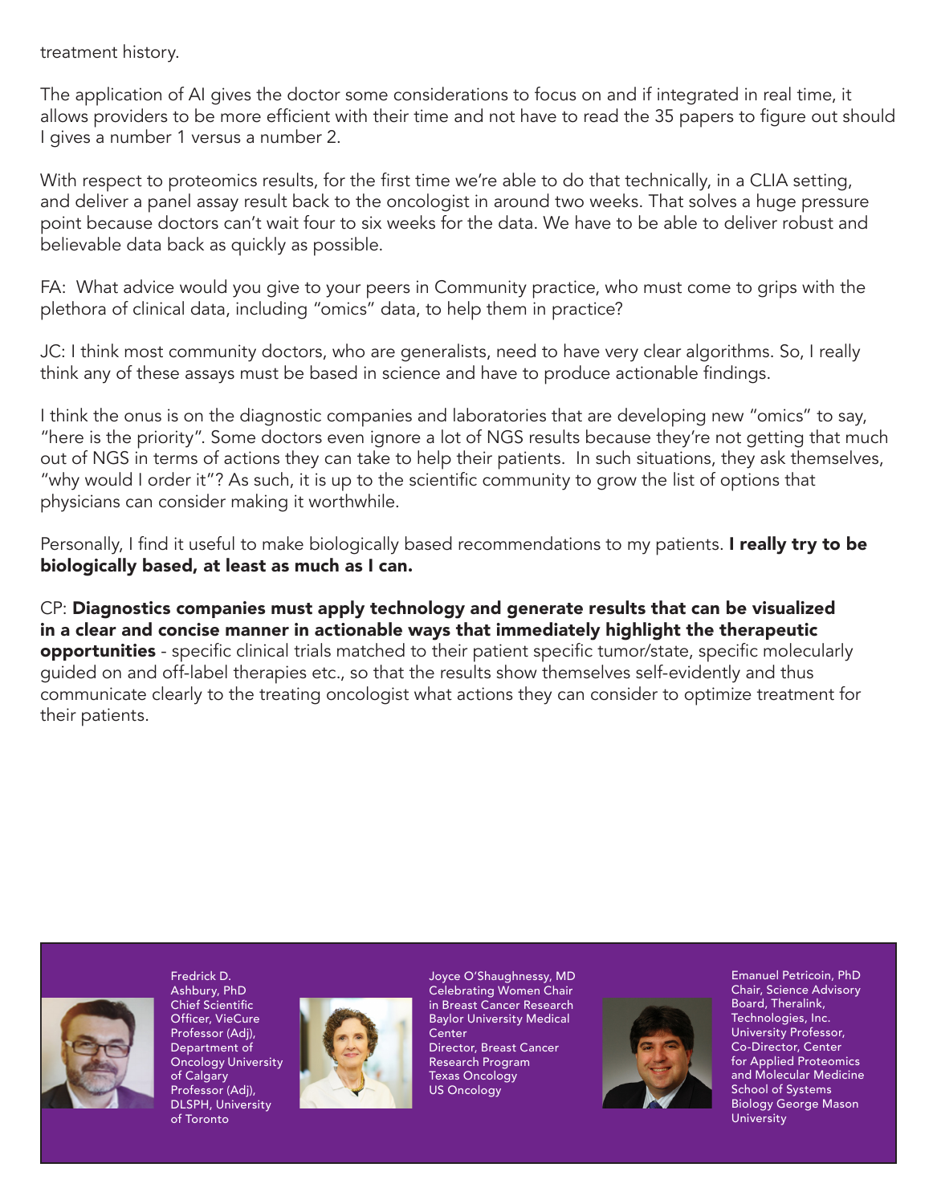treatment history.

The application of AI gives the doctor some considerations to focus on and if integrated in real time, it allows providers to be more efficient with their time and not have to read the 35 papers to figure out should I gives a number 1 versus a number 2.

With respect to proteomics results, for the first time we're able to do that technically, in a CLIA setting, and deliver a panel assay result back to the oncologist in around two weeks. That solves a huge pressure point because doctors can't wait four to six weeks for the data. We have to be able to deliver robust and believable data back as quickly as possible.

FA: What advice would you give to your peers in Community practice, who must come to grips with the plethora of clinical data, including "omics" data, to help them in practice?

JC: I think most community doctors, who are generalists, need to have very clear algorithms. So, I really think any of these assays must be based in science and have to produce actionable findings.

I think the onus is on the diagnostic companies and laboratories that are developing new "omics" to say, "here is the priority". Some doctors even ignore a lot of NGS results because they're not getting that much out of NGS in terms of actions they can take to help their patients. In such situations, they ask themselves, "why would I order it"? As such, it is up to the scientific community to grow the list of options that physicians can consider making it worthwhile.

Personally, I find it useful to make biologically based recommendations to my patients. **I really try to be biologically based, at least as much as I can.**

CP: **Diagnostics companies must apply technology and generate results that can be visualized in a clear and concise manner in actionable ways that immediately highlight the therapeutic opportunities** - specific clinical trials matched to their patient specific tumor/state, specific molecularly guided on and off-label therapies etc., so that the results show themselves self-evidently and thus communicate clearly to the treating oncologist what actions they can consider to optimize treatment for their patients.

Fredrick D. Ashbury, PhD
Chief Scientific Officer, VieCure
Professor (Adj), Department of Oncology University of Calgary
Professor (Adj), DLSPH, University of Toronto

Joyce O'Shaughnessy, MD
Celebrating Women Chair in Breast Cancer Research
Baylor University Medical Center
Director, Breast Cancer Research Program
Texas Oncology
US Oncology

Emanuel Petricoin, PhD
Chair, Science Advisory Board, Theralink, Technologies, Inc.
University Professor, Co-Director, Center for Applied Proteomics and Molecular Medicine
School of Systems Biology George Mason University